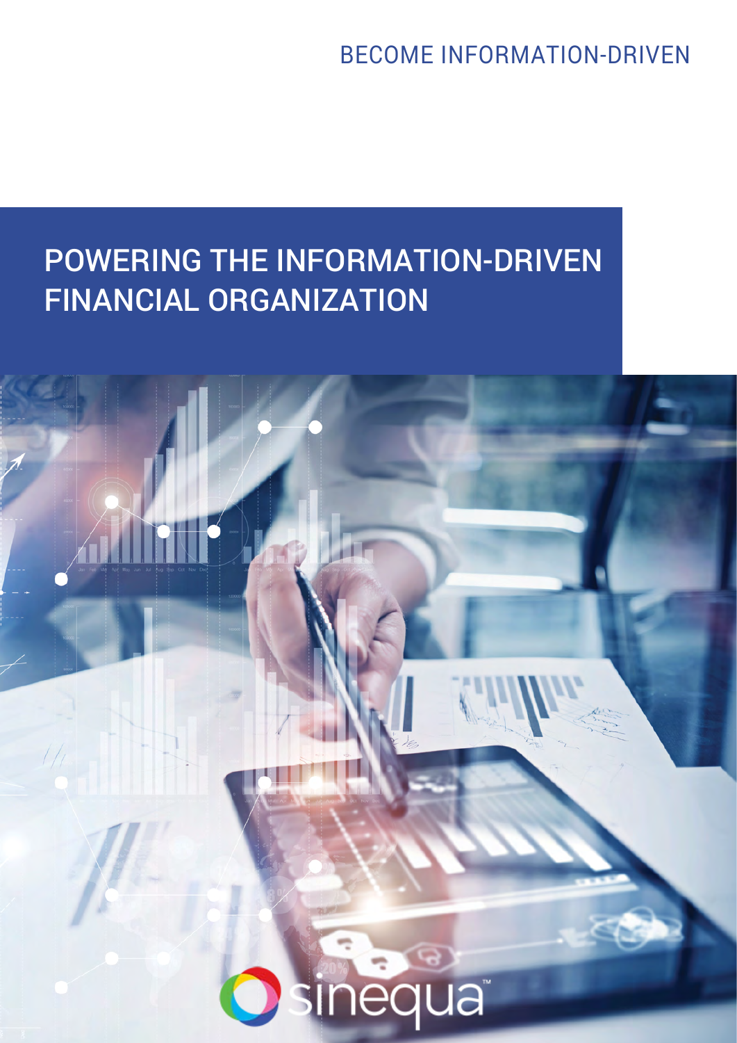BECOME INFORMATION-DRIVEN

# POWERING THE INFORMATION-DRIVEN FINANCIAL ORGANIZATION

sinequa™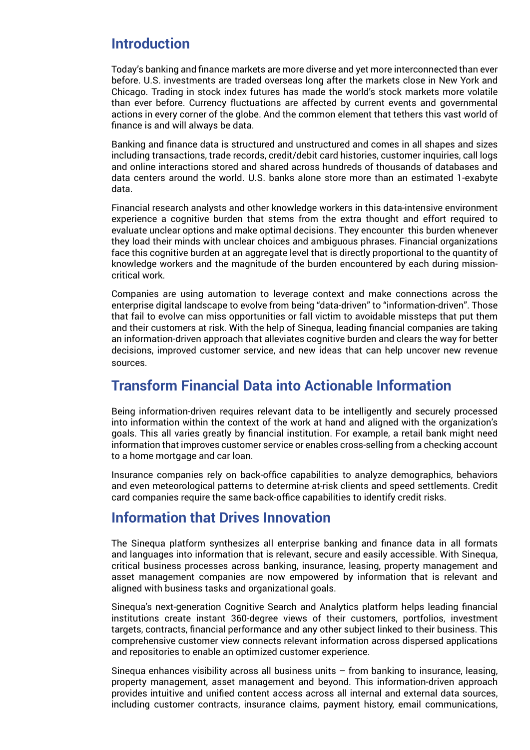## Introduction

Today's banking and finance markets are more diverse and yet more interconnected than ever before. U.S. investments are traded overseas long after the markets close in New York and Chicago. Trading in stock index futures has made the world's stock markets more volatile than ever before. Currency fluctuations are affected by current events and governmental actions in every corner of the globe. And the common element that tethers this vast world of finance is and will always be data.

Banking and finance data is structured and unstructured and comes in all shapes and sizes including transactions, trade records, credit/debit card histories, customer inquiries, call logs and online interactions stored and shared across hundreds of thousands of databases and data centers around the world. U.S. banks alone store more than an estimated 1-exabyte data.

Financial research analysts and other knowledge workers in this data-intensive environment experience a cognitive burden that stems from the extra thought and effort required to evaluate unclear options and make optimal decisions. They encounter this burden whenever they load their minds with unclear choices and ambiguous phrases. Financial organizations face this cognitive burden at an aggregate level that is directly proportional to the quantity of knowledge workers and the magnitude of the burden encountered by each during mission-critical work.

Companies are using automation to leverage context and make connections across the enterprise digital landscape to evolve from being "data-driven" to "information-driven". Those that fail to evolve can miss opportunities or fall victim to avoidable missteps that put them and their customers at risk. With the help of Sinequa, leading financial companies are taking an information-driven approach that alleviates cognitive burden and clears the way for better decisions, improved customer service, and new ideas that can help uncover new revenue sources.

## Transform Financial Data into Actionable Information

Being information-driven requires relevant data to be intelligently and securely processed into information within the context of the work at hand and aligned with the organization's goals. This all varies greatly by financial institution. For example, a retail bank might need information that improves customer service or enables cross-selling from a checking account to a home mortgage and car loan.

Insurance companies rely on back-office capabilities to analyze demographics, behaviors and even meteorological patterns to determine at-risk clients and speed settlements. Credit card companies require the same back-office capabilities to identify credit risks.

## Information that Drives Innovation

The Sinequa platform synthesizes all enterprise banking and finance data in all formats and languages into information that is relevant, secure and easily accessible. With Sinequa, critical business processes across banking, insurance, leasing, property management and asset management companies are now empowered by information that is relevant and aligned with business tasks and organizational goals.

Sinequa's next-generation Cognitive Search and Analytics platform helps leading financial institutions create instant 360-degree views of their customers, portfolios, investment targets, contracts, financial performance and any other subject linked to their business. This comprehensive customer view connects relevant information across dispersed applications and repositories to enable an optimized customer experience.

Sinequa enhances visibility across all business units – from banking to insurance, leasing, property management, asset management and beyond. This information-driven approach provides intuitive and unified content access across all internal and external data sources, including customer contracts, insurance claims, payment history, email communications,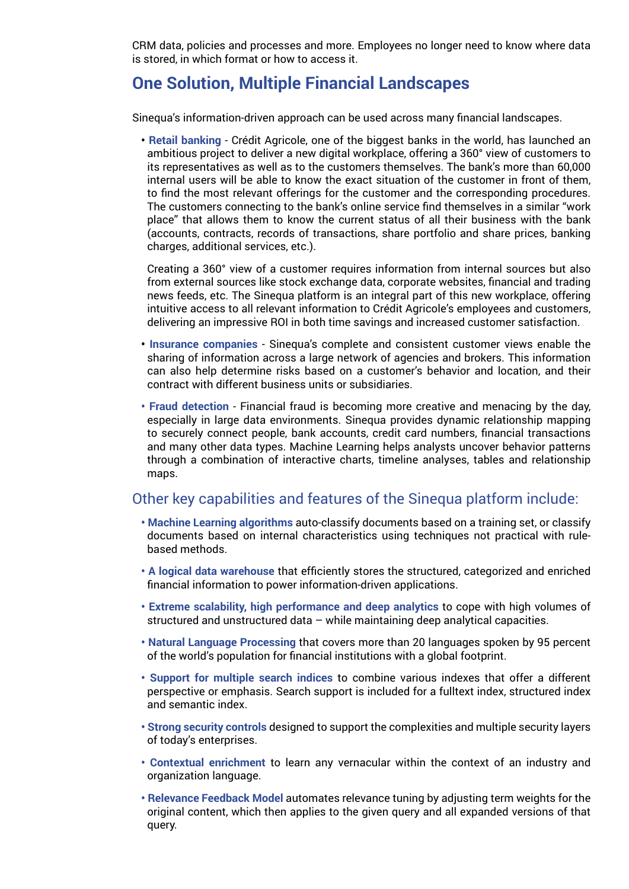CRM data, policies and processes and more. Employees no longer need to know where data is stored, in which format or how to access it.

## One Solution, Multiple Financial Landscapes

Sinequa's information-driven approach can be used across many financial landscapes.

- **Retail banking** - Crédit Agricole, one of the biggest banks in the world, has launched an ambitious project to deliver a new digital workplace, offering a 360° view of customers to its representatives as well as to the customers themselves. The bank's more than 60,000 internal users will be able to know the exact situation of the customer in front of them, to find the most relevant offerings for the customer and the corresponding procedures. The customers connecting to the bank's online service find themselves in a similar "work place" that allows them to know the current status of all their business with the bank (accounts, contracts, records of transactions, share portfolio and share prices, banking charges, additional services, etc.).

  Creating a 360° view of a customer requires information from internal sources but also from external sources like stock exchange data, corporate websites, financial and trading news feeds, etc. The Sinequa platform is an integral part of this new workplace, offering intuitive access to all relevant information to Crédit Agricole's employees and customers, delivering an impressive ROI in both time savings and increased customer satisfaction.

- **Insurance companies** - Sinequa's complete and consistent customer views enable the sharing of information across a large network of agencies and brokers. This information can also help determine risks based on a customer's behavior and location, and their contract with different business units or subsidiaries.

- **Fraud detection** - Financial fraud is becoming more creative and menacing by the day, especially in large data environments. Sinequa provides dynamic relationship mapping to securely connect people, bank accounts, credit card numbers, financial transactions and many other data types. Machine Learning helps analysts uncover behavior patterns through a combination of interactive charts, timeline analyses, tables and relationship maps.

### Other key capabilities and features of the Sinequa platform include:

- **Machine Learning algorithms** auto-classify documents based on a training set, or classify documents based on internal characteristics using techniques not practical with rule-based methods.
- **A logical data warehouse** that efficiently stores the structured, categorized and enriched financial information to power information-driven applications.
- **Extreme scalability, high performance and deep analytics** to cope with high volumes of structured and unstructured data – while maintaining deep analytical capacities.
- **Natural Language Processing** that covers more than 20 languages spoken by 95 percent of the world's population for financial institutions with a global footprint.
- **Support for multiple search indices** to combine various indexes that offer a different perspective or emphasis. Search support is included for a fulltext index, structured index and semantic index.
- **Strong security controls** designed to support the complexities and multiple security layers of today's enterprises.
- **Contextual enrichment** to learn any vernacular within the context of an industry and organization language.
- **Relevance Feedback Model** automates relevance tuning by adjusting term weights for the original content, which then applies to the given query and all expanded versions of that query.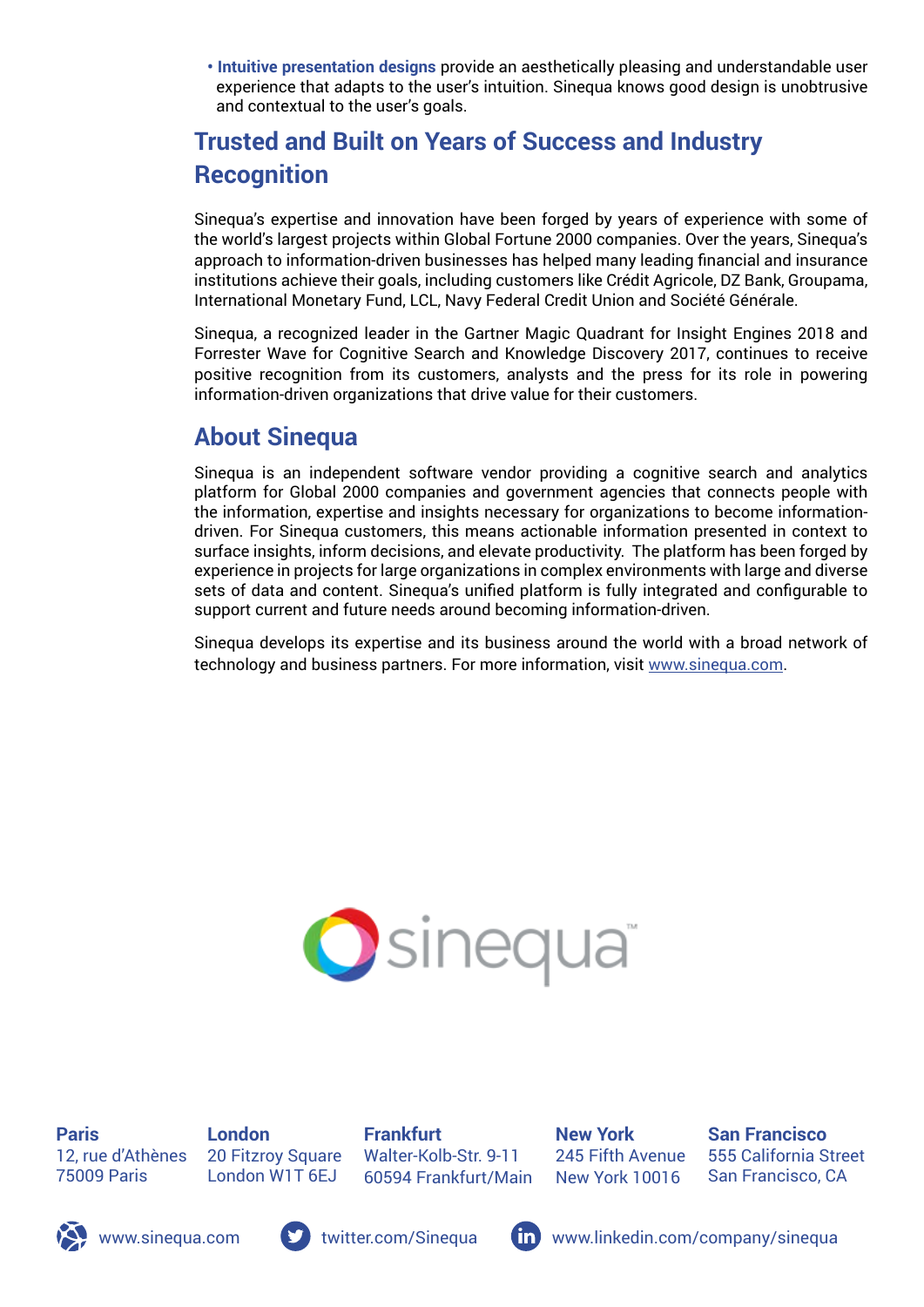- **Intuitive presentation designs** provide an aesthetically pleasing and understandable user experience that adapts to the user's intuition. Sinequa knows good design is unobtrusive and contextual to the user's goals.

## Trusted and Built on Years of Success and Industry Recognition

Sinequa's expertise and innovation have been forged by years of experience with some of the world's largest projects within Global Fortune 2000 companies. Over the years, Sinequa's approach to information-driven businesses has helped many leading financial and insurance institutions achieve their goals, including customers like Crédit Agricole, DZ Bank, Groupama, International Monetary Fund, LCL, Navy Federal Credit Union and Société Générale.

Sinequa, a recognized leader in the Gartner Magic Quadrant for Insight Engines 2018 and Forrester Wave for Cognitive Search and Knowledge Discovery 2017, continues to receive positive recognition from its customers, analysts and the press for its role in powering information-driven organizations that drive value for their customers.

## About Sinequa

Sinequa is an independent software vendor providing a cognitive search and analytics platform for Global 2000 companies and government agencies that connects people with the information, expertise and insights necessary for organizations to become information-driven. For Sinequa customers, this means actionable information presented in context to surface insights, inform decisions, and elevate productivity. The platform has been forged by experience in projects for large organizations in complex environments with large and diverse sets of data and content. Sinequa's unified platform is fully integrated and configurable to support current and future needs around becoming information-driven.

Sinequa develops its expertise and its business around the world with a broad network of technology and business partners. For more information, visit www.sinequa.com.

sinequa™

**Paris**
12, rue d'Athènes
75009 Paris

**London**
20 Fitzroy Square
London W1T 6EJ

**Frankfurt**
Walter-Kolb-Str. 9-11
60594 Frankfurt/Main

**New York**
245 Fifth Avenue
New York 10016

**San Francisco**
555 California Street
San Francisco, CA

www.sinequa.com    twitter.com/Sinequa    www.linkedin.com/company/sinequa